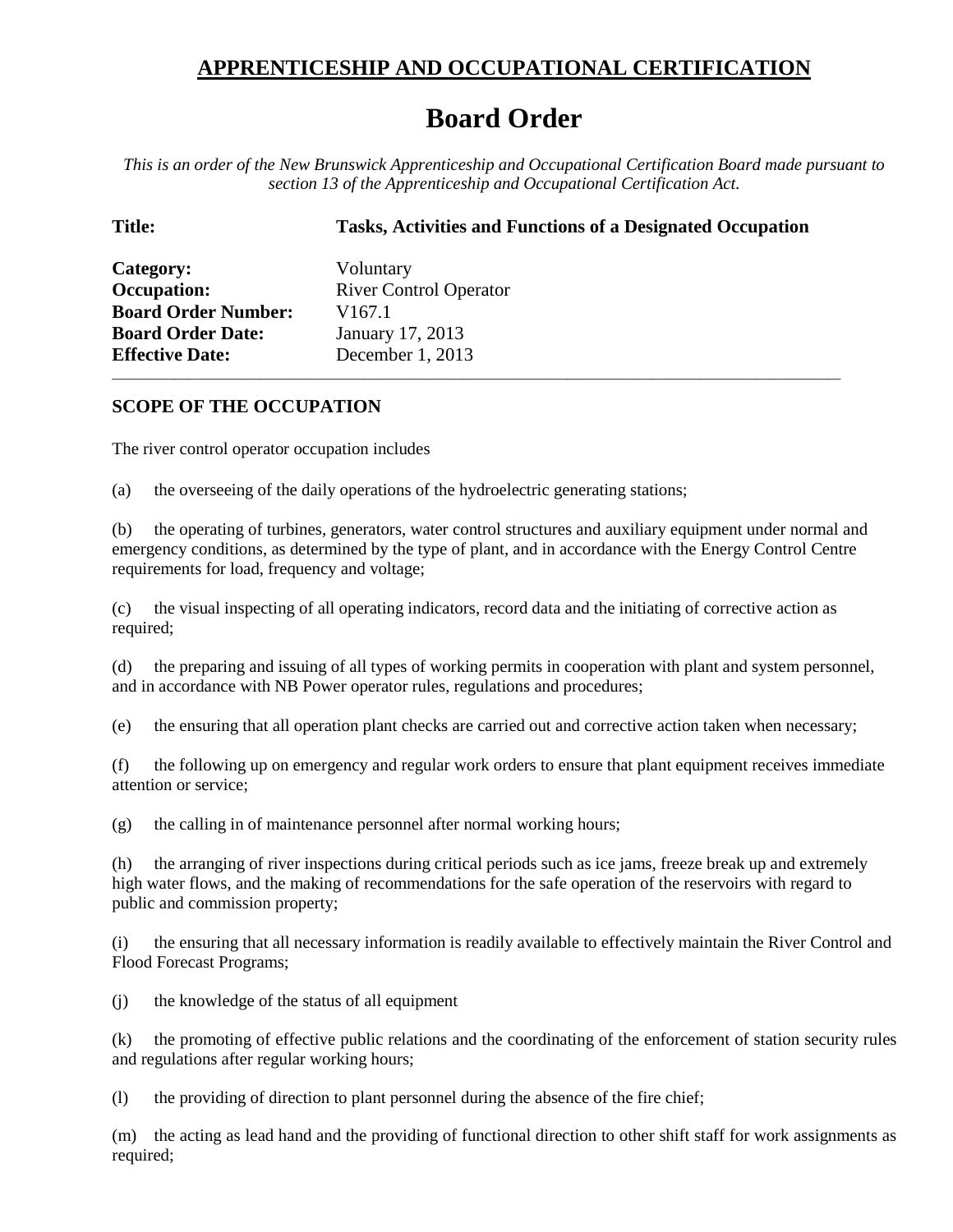# APPRENTICESHIP AND OCCUPATIONAL CERTIFICATION

# Board Order

*This is an order of the New Brunswick Apprenticeship and Occupational Certification Board made pursuant to section 13 of the Apprenticeship and Occupational Certification Act.*

**Title:** **Tasks, Activities and Functions of a Designated Occupation**

**Category:** Voluntary
**Occupation:** River Control Operator
**Board Order Number:** V167.1
**Board Order Date:** January 17, 2013
**Effective Date:** December 1, 2013

---

## SCOPE OF THE OCCUPATION

The river control operator occupation includes

(a) the overseeing of the daily operations of the hydroelectric generating stations;

(b) the operating of turbines, generators, water control structures and auxiliary equipment under normal and emergency conditions, as determined by the type of plant, and in accordance with the Energy Control Centre requirements for load, frequency and voltage;

(c) the visual inspecting of all operating indicators, record data and the initiating of corrective action as required;

(d) the preparing and issuing of all types of working permits in cooperation with plant and system personnel, and in accordance with NB Power operator rules, regulations and procedures;

(e) the ensuring that all operation plant checks are carried out and corrective action taken when necessary;

(f) the following up on emergency and regular work orders to ensure that plant equipment receives immediate attention or service;

(g) the calling in of maintenance personnel after normal working hours;

(h) the arranging of river inspections during critical periods such as ice jams, freeze break up and extremely high water flows, and the making of recommendations for the safe operation of the reservoirs with regard to public and commission property;

(i) the ensuring that all necessary information is readily available to effectively maintain the River Control and Flood Forecast Programs;

(j) the knowledge of the status of all equipment

(k) the promoting of effective public relations and the coordinating of the enforcement of station security rules and regulations after regular working hours;

(l) the providing of direction to plant personnel during the absence of the fire chief;

(m) the acting as lead hand and the providing of functional direction to other shift staff for work assignments as required;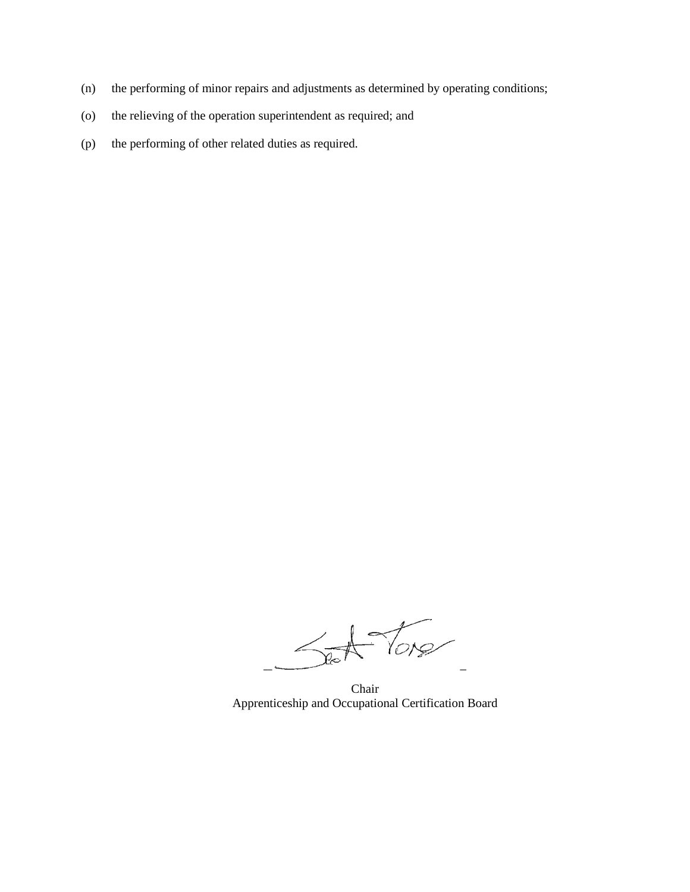(n) the performing of minor repairs and adjustments as determined by operating conditions;

(o) the relieving of the operation superintendent as required; and

(p) the performing of other related duties as required.

Chair
Apprenticeship and Occupational Certification Board